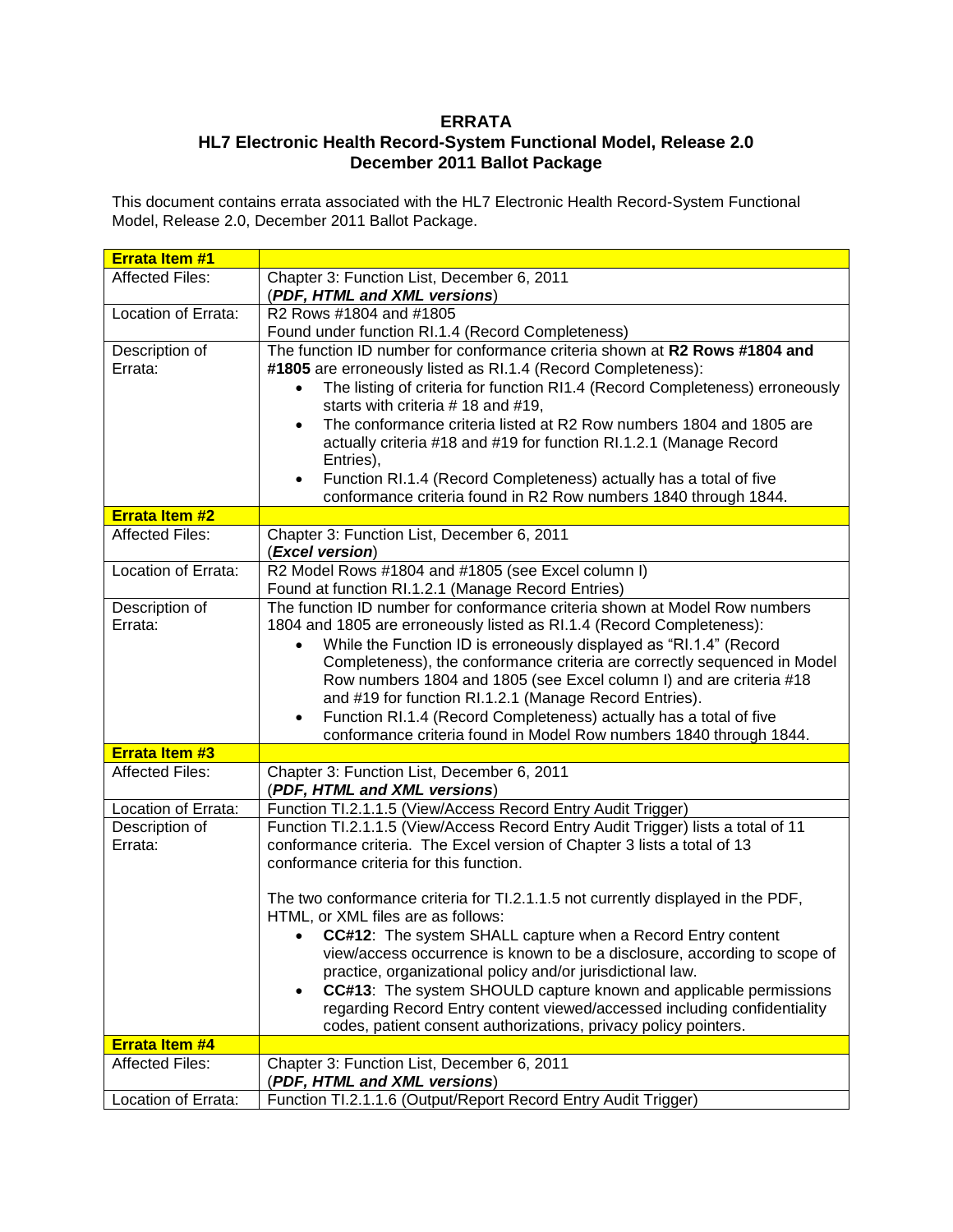**ERRATA**
**HL7 Electronic Health Record-System Functional Model, Release 2.0**
**December 2011 Ballot Package**

This document contains errata associated with the HL7 Electronic Health Record-System Functional Model, Release 2.0, December 2011 Ballot Package.

| **Errata Item #1** | |
|---|---|
| Affected Files: | Chapter 3: Function List, December 6, 2011<br>(***PDF, HTML and XML versions***) |
| Location of Errata: | R2 Rows #1804 and #1805<br>Found under function RI.1.4 (Record Completeness) |
| Description of Errata: | The function ID number for conformance criteria shown at **R2 Rows #1804 and #1805** are erroneously listed as RI.1.4 (Record Completeness):<br>• The listing of criteria for function RI1.4 (Record Completeness) erroneously starts with criteria # 18 and #19,<br>• The conformance criteria listed at R2 Row numbers 1804 and 1805 are actually criteria #18 and #19 for function RI.1.2.1 (Manage Record Entries),<br>• Function RI.1.4 (Record Completeness) actually has a total of five conformance criteria found in R2 Row numbers 1840 through 1844. |
| **Errata Item #2** | |
| Affected Files: | Chapter 3: Function List, December 6, 2011<br>(***Excel version***) |
| Location of Errata: | R2 Model Rows #1804 and #1805 (see Excel column I)<br>Found at function RI.1.2.1 (Manage Record Entries) |
| Description of Errata: | The function ID number for conformance criteria shown at Model Row numbers 1804 and 1805 are erroneously listed as RI.1.4 (Record Completeness):<br>• While the Function ID is erroneously displayed as "RI.1.4" (Record Completeness), the conformance criteria are correctly sequenced in Model Row numbers 1804 and 1805 (see Excel column I) and are criteria #18 and #19 for function RI.1.2.1 (Manage Record Entries).<br>• Function RI.1.4 (Record Completeness) actually has a total of five conformance criteria found in Model Row numbers 1840 through 1844. |
| **Errata Item #3** | |
| Affected Files: | Chapter 3: Function List, December 6, 2011<br>(***PDF, HTML and XML versions***) |
| Location of Errata: | Function TI.2.1.1.5 (View/Access Record Entry Audit Trigger) |
| Description of Errata: | Function TI.2.1.1.5 (View/Access Record Entry Audit Trigger) lists a total of 11 conformance criteria. The Excel version of Chapter 3 lists a total of 13 conformance criteria for this function.<br><br>The two conformance criteria for TI.2.1.1.5 not currently displayed in the PDF, HTML, or XML files are as follows:<br>• **CC#12**: The system SHALL capture when a Record Entry content view/access occurrence is known to be a disclosure, according to scope of practice, organizational policy and/or jurisdictional law.<br>• **CC#13**: The system SHOULD capture known and applicable permissions regarding Record Entry content viewed/accessed including confidentiality codes, patient consent authorizations, privacy policy pointers. |
| **Errata Item #4** | |
| Affected Files: | Chapter 3: Function List, December 6, 2011<br>(***PDF, HTML and XML versions***) |
| Location of Errata: | Function TI.2.1.1.6 (Output/Report Record Entry Audit Trigger) |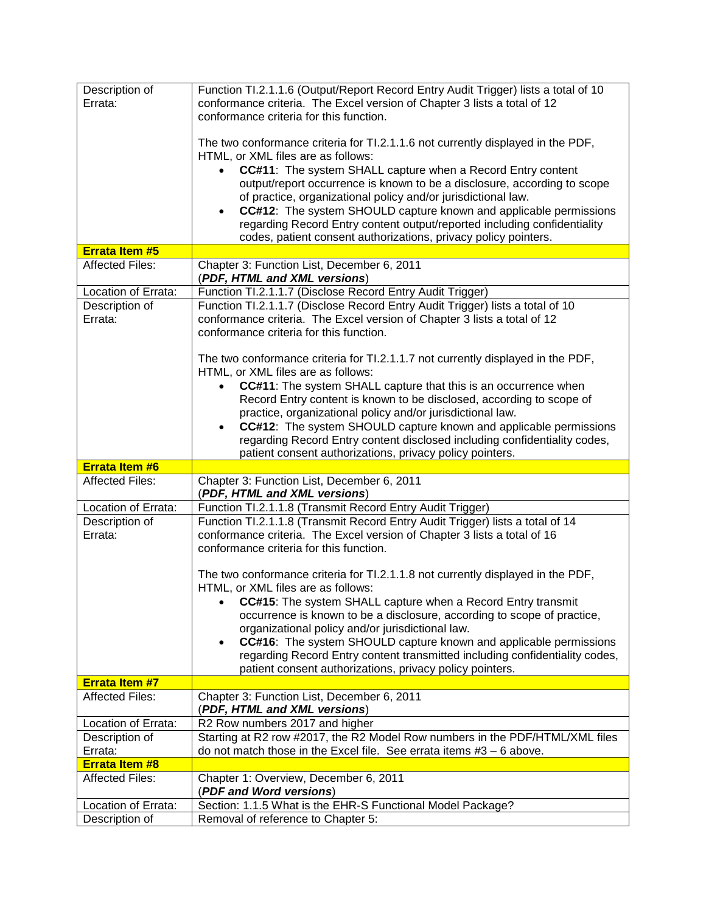| | |
|---|---|
| Description of Errata: | Function TI.2.1.1.6 (Output/Report Record Entry Audit Trigger) lists a total of 10 conformance criteria. The Excel version of Chapter 3 lists a total of 12 conformance criteria for this function.<br><br>The two conformance criteria for TI.2.1.1.6 not currently displayed in the PDF, HTML, or XML files are as follows:<br>• **CC#11**: The system SHALL capture when a Record Entry content output/report occurrence is known to be a disclosure, according to scope of practice, organizational policy and/or jurisdictional law.<br>• **CC#12**: The system SHOULD capture known and applicable permissions regarding Record Entry content output/reported including confidentiality codes, patient consent authorizations, privacy policy pointers. |
| **Errata Item #5** | |
| Affected Files: | Chapter 3: Function List, December 6, 2011<br>(***PDF, HTML and XML versions***) |
| Location of Errata: | Function TI.2.1.1.7 (Disclose Record Entry Audit Trigger) |
| Description of Errata: | Function TI.2.1.1.7 (Disclose Record Entry Audit Trigger) lists a total of 10 conformance criteria. The Excel version of Chapter 3 lists a total of 12 conformance criteria for this function.<br><br>The two conformance criteria for TI.2.1.1.7 not currently displayed in the PDF, HTML, or XML files are as follows:<br>• **CC#11**: The system SHALL capture that this is an occurrence when Record Entry content is known to be disclosed, according to scope of practice, organizational policy and/or jurisdictional law.<br>• **CC#12**: The system SHOULD capture known and applicable permissions regarding Record Entry content disclosed including confidentiality codes, patient consent authorizations, privacy policy pointers. |
| **Errata Item #6** | |
| Affected Files: | Chapter 3: Function List, December 6, 2011<br>(***PDF, HTML and XML versions***) |
| Location of Errata: | Function TI.2.1.1.8 (Transmit Record Entry Audit Trigger) |
| Description of Errata: | Function TI.2.1.1.8 (Transmit Record Entry Audit Trigger) lists a total of 14 conformance criteria. The Excel version of Chapter 3 lists a total of 16 conformance criteria for this function.<br><br>The two conformance criteria for TI.2.1.1.8 not currently displayed in the PDF, HTML, or XML files are as follows:<br>• **CC#15**: The system SHALL capture when a Record Entry transmit occurrence is known to be a disclosure, according to scope of practice, organizational policy and/or jurisdictional law.<br>• **CC#16**: The system SHOULD capture known and applicable permissions regarding Record Entry content transmitted including confidentiality codes, patient consent authorizations, privacy policy pointers. |
| **Errata Item #7** | |
| Affected Files: | Chapter 3: Function List, December 6, 2011<br>(***PDF, HTML and XML versions***) |
| Location of Errata: | R2 Row numbers 2017 and higher |
| Description of Errata: | Starting at R2 row #2017, the R2 Model Row numbers in the PDF/HTML/XML files do not match those in the Excel file. See errata items #3 – 6 above. |
| **Errata Item #8** | |
| Affected Files: | Chapter 1: Overview, December 6, 2011<br>(***PDF and Word versions***) |
| Location of Errata: | Section: 1.1.5 What is the EHR-S Functional Model Package? |
| Description of | Removal of reference to Chapter 5: |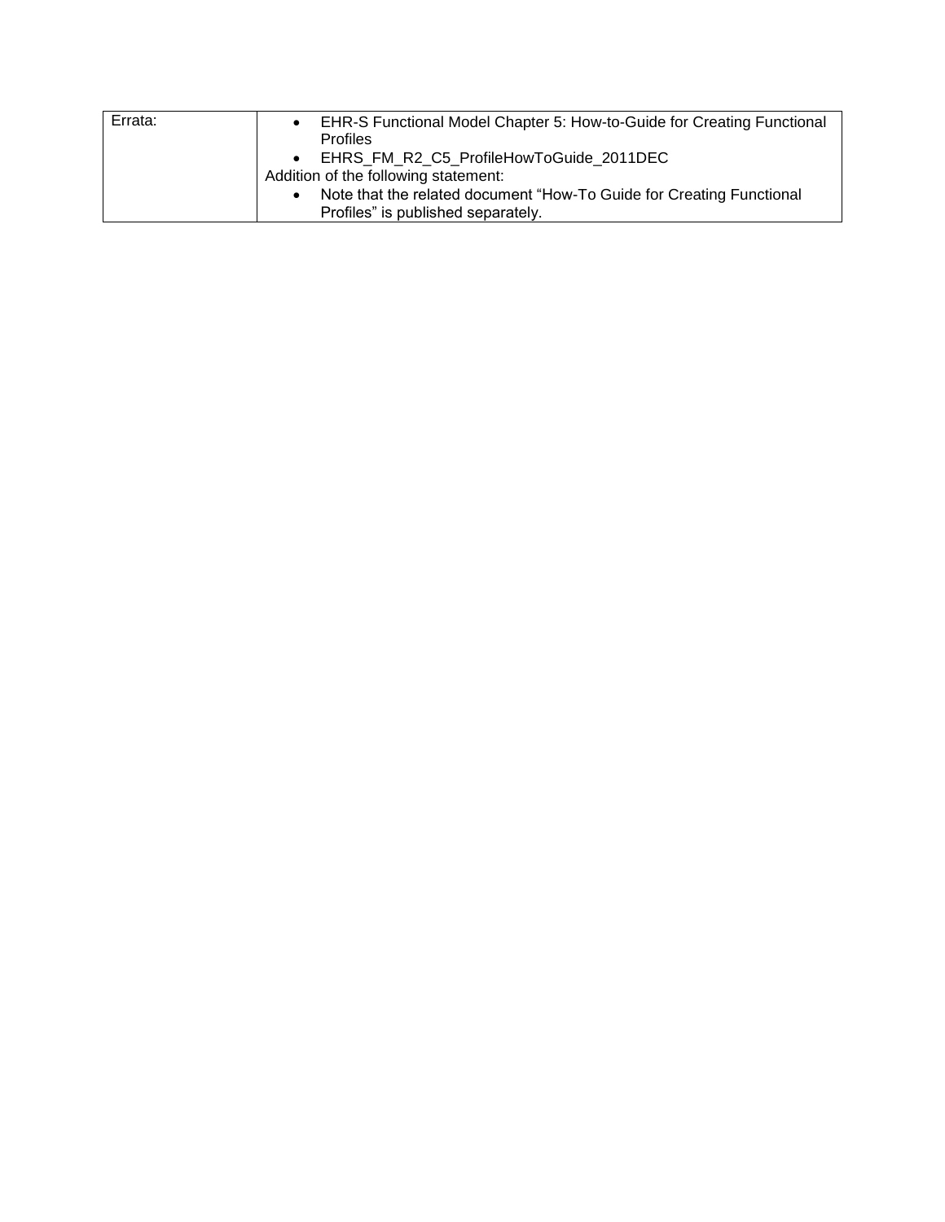| | |
|---|---|
| Errata: | • EHR-S Functional Model Chapter 5: How-to-Guide for Creating Functional Profiles<br>• EHRS_FM_R2_C5_ProfileHowToGuide_2011DEC<br>Addition of the following statement:<br>• Note that the related document “How-To Guide for Creating Functional Profiles” is published separately. |